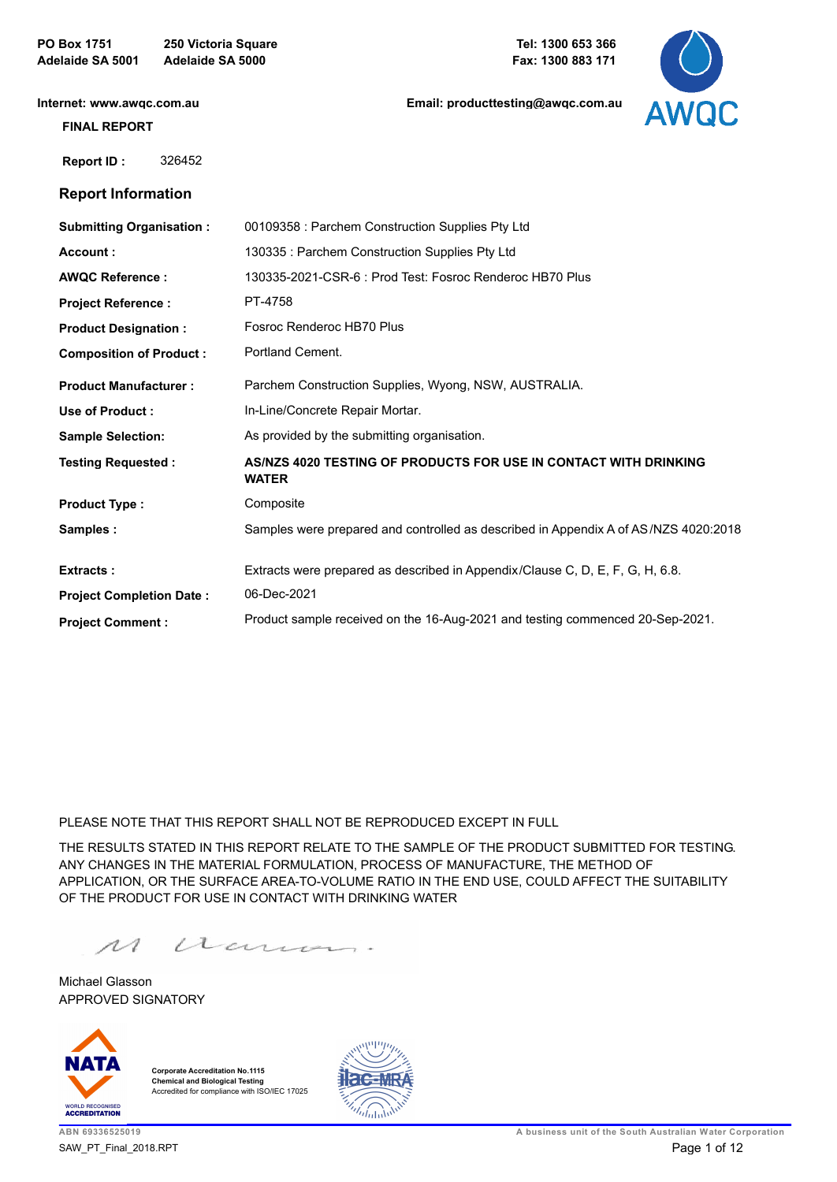PO Box 1751
Adelaide SA 5001

250 Victoria Square
Adelaide SA 5000

Tel: 1300 653 366
Fax: 1300 883 171

Internet: www.awqc.com.au

Email: producttesting@awqc.com.au

**FINAL REPORT**

**Report ID :** 326452

## Report Information

| | |
|---|---|
| **Submitting Organisation :** | 00109358 : Parchem Construction Supplies Pty Ltd |
| **Account :** | 130335 : Parchem Construction Supplies Pty Ltd |
| **AWQC Reference :** | 130335-2021-CSR-6 : Prod Test: Fosroc Renderoc HB70 Plus |
| **Project Reference :** | PT-4758 |
| **Product Designation :** | Fosroc Renderoc HB70 Plus |
| **Composition of Product :** | Portland Cement. |
| **Product Manufacturer :** | Parchem Construction Supplies, Wyong, NSW, AUSTRALIA. |
| **Use of Product :** | In-Line/Concrete Repair Mortar. |
| **Sample Selection:** | As provided by the submitting organisation. |
| **Testing Requested :** | **AS/NZS 4020 TESTING OF PRODUCTS FOR USE IN CONTACT WITH DRINKING WATER** |
| **Product Type :** | Composite |
| **Samples :** | Samples were prepared and controlled as described in Appendix A of AS/NZS 4020:2018 |
| **Extracts :** | Extracts were prepared as described in Appendix/Clause C, D, E, F, G, H, 6.8. |
| **Project Completion Date :** | 06-Dec-2021 |
| **Project Comment :** | Product sample received on the 16-Aug-2021 and testing commenced 20-Sep-2021. |

PLEASE NOTE THAT THIS REPORT SHALL NOT BE REPRODUCED EXCEPT IN FULL

THE RESULTS STATED IN THIS REPORT RELATE TO THE SAMPLE OF THE PRODUCT SUBMITTED FOR TESTING. ANY CHANGES IN THE MATERIAL FORMULATION, PROCESS OF MANUFACTURE, THE METHOD OF APPLICATION, OR THE SURFACE AREA-TO-VOLUME RATIO IN THE END USE, COULD AFFECT THE SUITABILITY OF THE PRODUCT FOR USE IN CONTACT WITH DRINKING WATER

Michael Glasson
APPROVED SIGNATORY

Corporate Accreditation No.1115
Chemical and Biological Testing
Accredited for compliance with ISO/IEC 17025

ABN 69336525019

A business unit of the South Australian Water Corporation

SAW_PT_Final_2018.RPT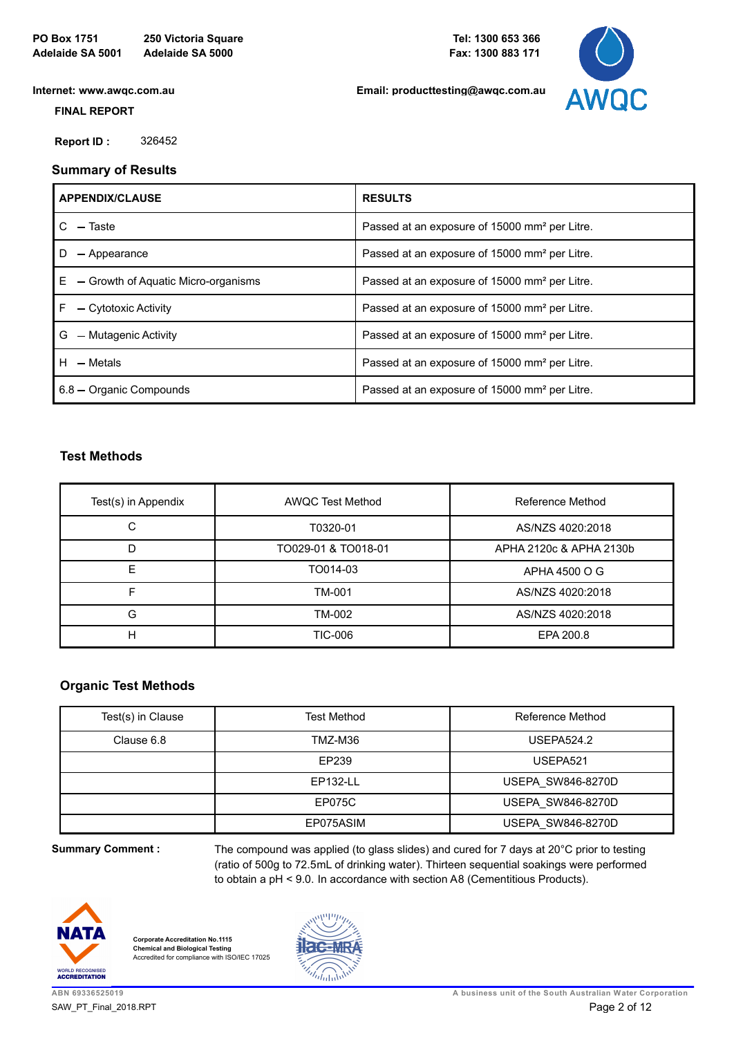**PO Box 1751**
**Adelaide SA 5001**

**250 Victoria Square**
**Adelaide SA 5000**

**Tel: 1300 653 366**
**Fax: 1300 883 171**

**Internet: www.awqc.com.au**

**Email: producttesting@awqc.com.au**

**FINAL REPORT**

**Report ID :** 326452

## Summary of Results

| APPENDIX/CLAUSE | RESULTS |
|---|---|
| C – Taste | Passed at an exposure of 15000 mm² per Litre. |
| D – Appearance | Passed at an exposure of 15000 mm² per Litre. |
| E – Growth of Aquatic Micro-organisms | Passed at an exposure of 15000 mm² per Litre. |
| F – Cytotoxic Activity | Passed at an exposure of 15000 mm² per Litre. |
| G – Mutagenic Activity | Passed at an exposure of 15000 mm² per Litre. |
| H – Metals | Passed at an exposure of 15000 mm² per Litre. |
| 6.8 – Organic Compounds | Passed at an exposure of 15000 mm² per Litre. |

## Test Methods

| Test(s) in Appendix | AWQC Test Method | Reference Method |
|---|---|---|
| C | T0320-01 | AS/NZS 4020:2018 |
| D | TO029-01 & TO018-01 | APHA 2120c & APHA 2130b |
| E | TO014-03 | APHA 4500 O G |
| F | TM-001 | AS/NZS 4020:2018 |
| G | TM-002 | AS/NZS 4020:2018 |
| H | TIC-006 | EPA 200.8 |

## Organic Test Methods

| Test(s) in Clause | Test Method | Reference Method |
|---|---|---|
| Clause 6.8 | TMZ-M36 | USEPA524.2 |
| | EP239 | USEPA521 |
| | EP132-LL | USEPA_SW846-8270D |
| | EP075C | USEPA_SW846-8270D |
| | EP075ASIM | USEPA_SW846-8270D |

**Summary Comment :** The compound was applied (to glass slides) and cured for 7 days at 20°C prior to testing (ratio of 500g to 72.5mL of drinking water). Thirteen sequential soakings were performed to obtain a pH < 9.0. In accordance with section A8 (Cementitious Products).

**Corporate Accreditation No.1115**
**Chemical and Biological Testing**
Accredited for compliance with ISO/IEC 17025

ABN 69336525019

A business unit of the South Australian Water Corporation

SAW_PT_Final_2018.RPT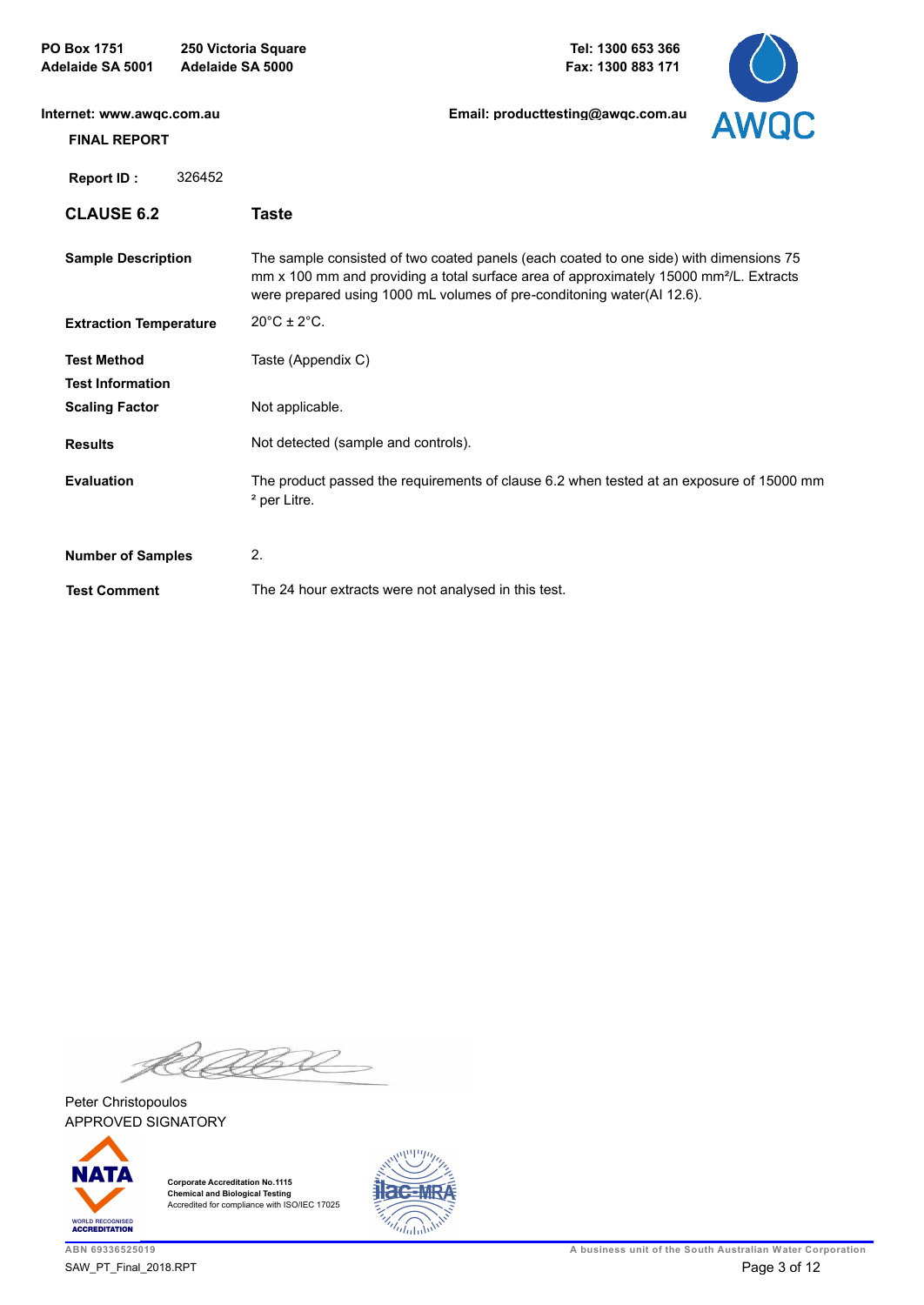PO Box 1751
Adelaide SA 5001

250 Victoria Square
Adelaide SA 5000

Tel: 1300 653 366
Fax: 1300 883 171

Internet: www.awqc.com.au

Email: producttesting@awqc.com.au

**FINAL REPORT**

**Report ID :** 326452

| | |
|---|---|
| **CLAUSE 6.2** | **Taste** |
| **Sample Description** | The sample consisted of two coated panels (each coated to one side) with dimensions 75 mm x 100 mm and providing a total surface area of approximately 15000 mm²/L. Extracts were prepared using 1000 mL volumes of pre-conditoning water(AI 12.6). |
| **Extraction Temperature** | 20°C ± 2°C. |
| **Test Method** | Taste (Appendix C) |
| **Test Information** | |
| **Scaling Factor** | Not applicable. |
| **Results** | Not detected (sample and controls). |
| **Evaluation** | The product passed the requirements of clause 6.2 when tested at an exposure of 15000 mm² per Litre. |
| **Number of Samples** | 2. |
| **Test Comment** | The 24 hour extracts were not analysed in this test. |

Peter Christopoulos
APPROVED SIGNATORY

Corporate Accreditation No.1115
Chemical and Biological Testing
Accredited for compliance with ISO/IEC 17025

ABN 69336525019
SAW_PT_Final_2018.RPT

A business unit of the South Australian Water Corporation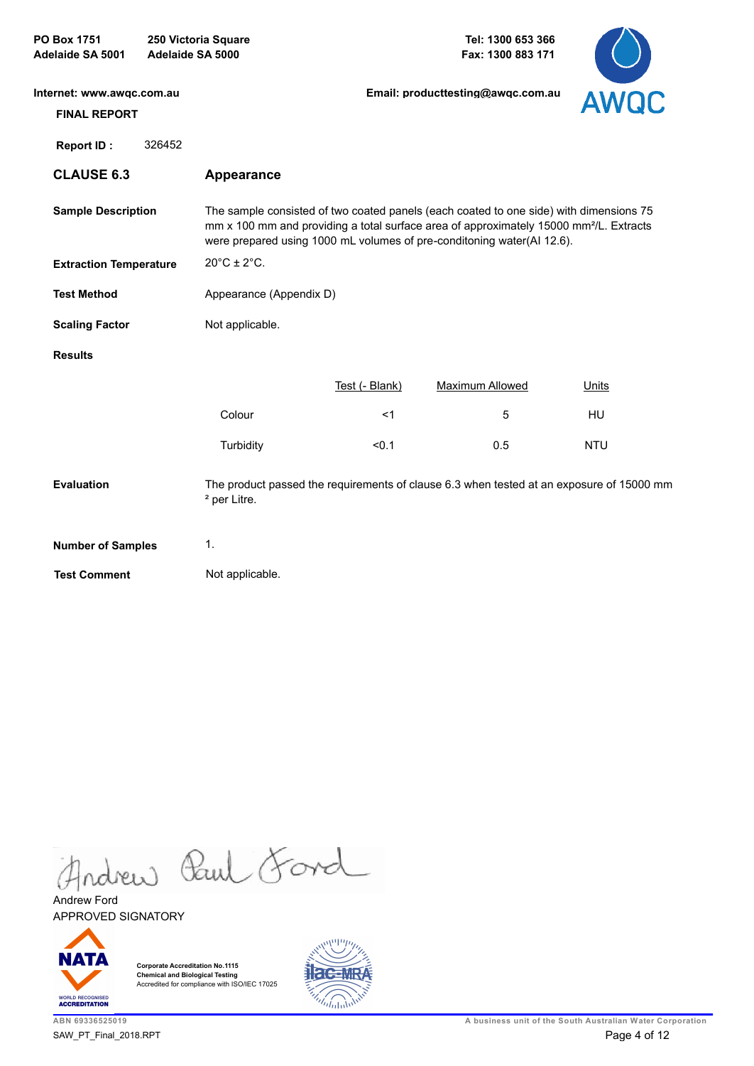PO Box 1751
Adelaide SA 5001

250 Victoria Square
Adelaide SA 5000

Tel: 1300 653 366
Fax: 1300 883 171

Internet: www.awqc.com.au

Email: producttesting@awqc.com.au

**FINAL REPORT**

**Report ID :** 326452

## CLAUSE 6.3 Appearance

**Sample Description**

The sample consisted of two coated panels (each coated to one side) with dimensions 75 mm x 100 mm and providing a total surface area of approximately 15000 mm²/L. Extracts were prepared using 1000 mL volumes of pre-conditoning water(AI 12.6).

**Extraction Temperature**

20°C ± 2°C.

**Test Method**

Appearance (Appendix D)

**Scaling Factor**

Not applicable.

**Results**

| | Test (- Blank) | Maximum Allowed | Units |
|---|---|---|---|
| Colour | <1 | 5 | HU |
| Turbidity | <0.1 | 0.5 | NTU |

**Evaluation**

The product passed the requirements of clause 6.3 when tested at an exposure of 15000 mm ² per Litre.

**Number of Samples**

1.

**Test Comment**

Not applicable.

Andrew Ford
APPROVED SIGNATORY

Corporate Accreditation No.1115
Chemical and Biological Testing
Accredited for compliance with ISO/IEC 17025

ABN 69336525019
SAW_PT_Final_2018.RPT

A business unit of the South Australian Water Corporation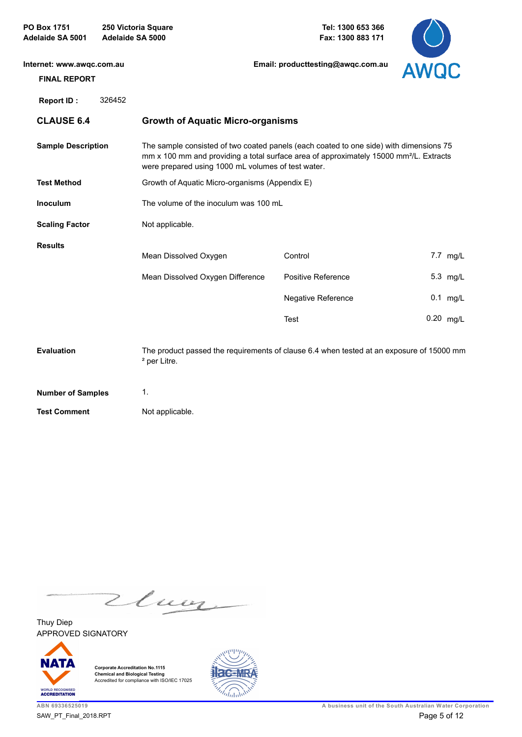PO Box 1751
Adelaide SA 5001

250 Victoria Square
Adelaide SA 5000

Tel: 1300 653 366
Fax: 1300 883 171

Internet: www.awqc.com.au

Email: producttesting@awqc.com.au

**FINAL REPORT**

**Report ID :** 326452

## CLAUSE 6.4 — Growth of Aquatic Micro-organisms

**Sample Description**

The sample consisted of two coated panels (each coated to one side) with dimensions 75 mm x 100 mm and providing a total surface area of approximately 15000 mm²/L. Extracts were prepared using 1000 mL volumes of test water.

**Test Method**

Growth of Aquatic Micro-organisms (Appendix E)

**Inoculum**

The volume of the inoculum was 100 mL

**Scaling Factor**

Not applicable.

**Results**

| | | | |
|---|---|---|---|
| Mean Dissolved Oxygen | Control | 7.7 | mg/L |
| Mean Dissolved Oxygen Difference | Positive Reference | 5.3 | mg/L |
| | Negative Reference | 0.1 | mg/L |
| | Test | 0.20 | mg/L |

**Evaluation**

The product passed the requirements of clause 6.4 when tested at an exposure of 15000 mm ² per Litre.

**Number of Samples**

1.

**Test Comment**

Not applicable.

Thuy Diep
APPROVED SIGNATORY

Corporate Accreditation No.1115
Chemical and Biological Testing
Accredited for compliance with ISO/IEC 17025

ABN 69336525019
SAW_PT_Final_2018.RPT

A business unit of the South Australian Water Corporation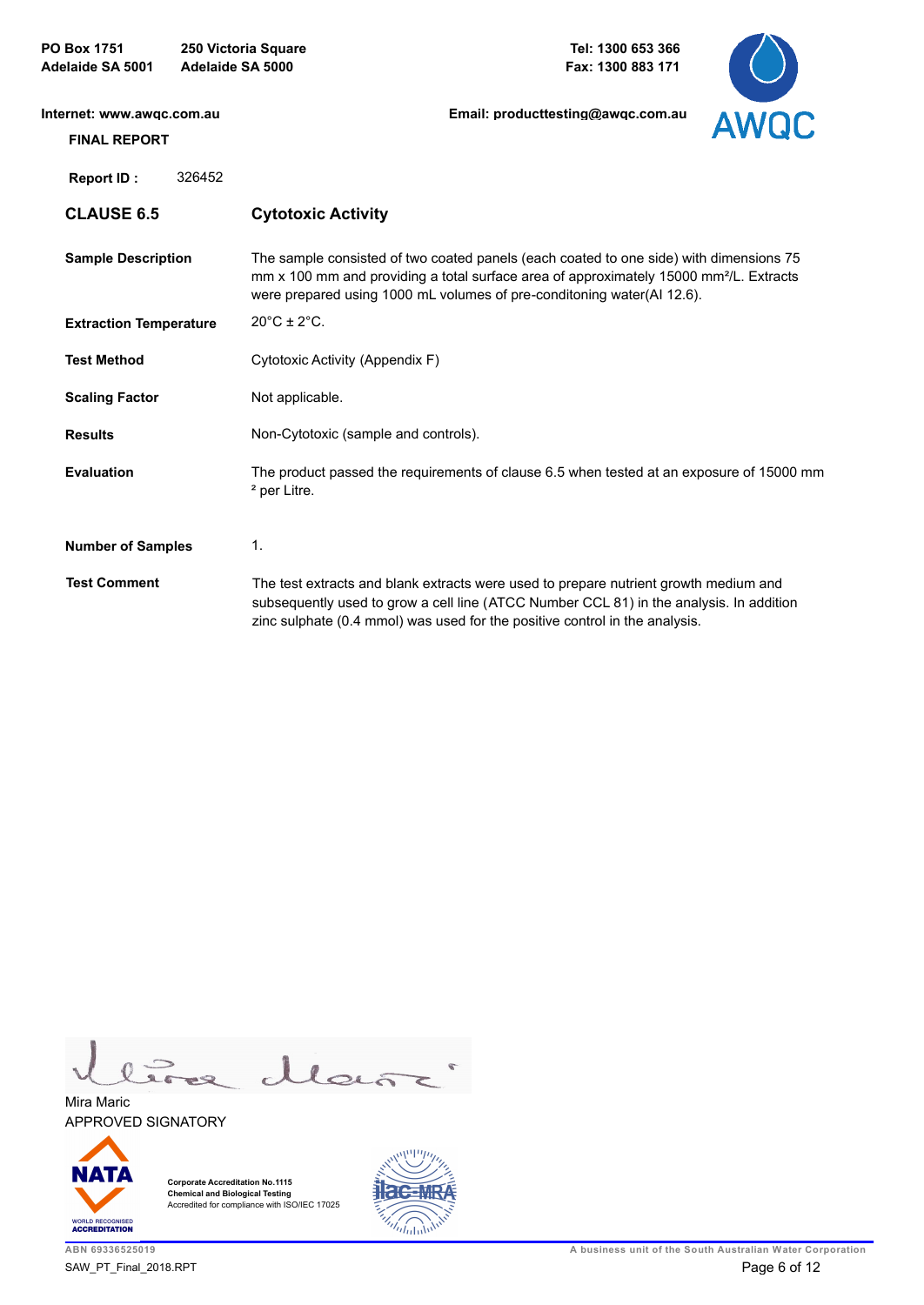PO Box 1751
Adelaide SA 5001

250 Victoria Square
Adelaide SA 5000

Tel: 1300 653 366
Fax: 1300 883 171

Internet: www.awqc.com.au

Email: producttesting@awqc.com.au

**FINAL REPORT**

**Report ID :** 326452

| | |
|---|---|
| **CLAUSE 6.5** | **Cytotoxic Activity** |
| **Sample Description** | The sample consisted of two coated panels (each coated to one side) with dimensions 75 mm x 100 mm and providing a total surface area of approximately 15000 mm²/L. Extracts were prepared using 1000 mL volumes of pre-conditoning water(AI 12.6). |
| **Extraction Temperature** | 20°C ± 2°C. |
| **Test Method** | Cytotoxic Activity (Appendix F) |
| **Scaling Factor** | Not applicable. |
| **Results** | Non-Cytotoxic (sample and controls). |
| **Evaluation** | The product passed the requirements of clause 6.5 when tested at an exposure of 15000 mm ² per Litre. |
| **Number of Samples** | 1. |
| **Test Comment** | The test extracts and blank extracts were used to prepare nutrient growth medium and subsequently used to grow a cell line (ATCC Number CCL 81) in the analysis. In addition zinc sulphate (0.4 mmol) was used for the positive control in the analysis. |

Mira Maric
APPROVED SIGNATORY

Corporate Accreditation No.1115
Chemical and Biological Testing
Accredited for compliance with ISO/IEC 17025

ABN 69336525019
SAW_PT_Final_2018.RPT

A business unit of the South Australian Water Corporation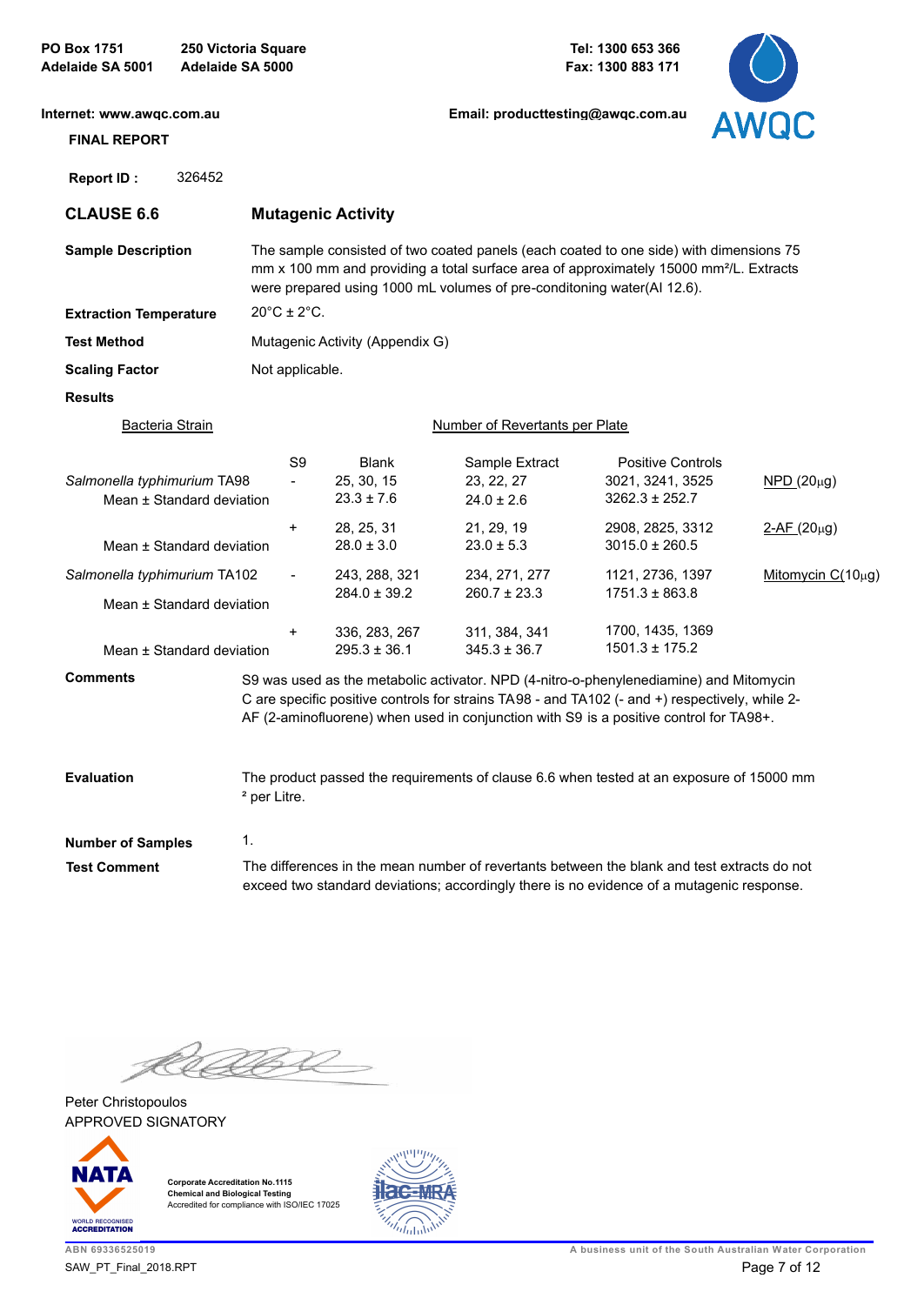PO Box 1751
Adelaide SA 5001

250 Victoria Square
Adelaide SA 5000

Tel: 1300 653 366
Fax: 1300 883 171

Internet: www.awqc.com.au

Email: producttesting@awqc.com.au

**FINAL REPORT**

**Report ID :** 326452

## CLAUSE 6.6 — Mutagenic Activity

**Sample Description** The sample consisted of two coated panels (each coated to one side) with dimensions 75 mm x 100 mm and providing a total surface area of approximately 15000 mm²/L. Extracts were prepared using 1000 mL volumes of pre-conditoning water(AI 12.6).

**Extraction Temperature** 20°C ± 2°C.

**Test Method** Mutagenic Activity (Appendix G)

**Scaling Factor** Not applicable.

**Results**

| Bacteria Strain | S9 | Blank | Sample Extract | Positive Controls | |
|---|---|---|---|---|---|
| *Salmonella typhimurium* TA98 | - | 25, 30, 15 | 23, 22, 27 | 3021, 3241, 3525 | NPD (20μg) |
| Mean ± Standard deviation | | 23.3 ± 7.6 | 24.0 ± 2.6 | 3262.3 ± 252.7 | |
| | + | 28, 25, 31 | 21, 29, 19 | 2908, 2825, 3312 | 2-AF (20μg) |
| Mean ± Standard deviation | | 28.0 ± 3.0 | 23.0 ± 5.3 | 3015.0 ± 260.5 | |
| *Salmonella typhimurium* TA102 | - | 243, 288, 321 | 234, 271, 277 | 1121, 2736, 1397 | Mitomycin C(10μg) |
| Mean ± Standard deviation | | 284.0 ± 39.2 | 260.7 ± 23.3 | 1751.3 ± 863.8 | |
| | + | 336, 283, 267 | 311, 384, 341 | 1700, 1435, 1369 | |
| Mean ± Standard deviation | | 295.3 ± 36.1 | 345.3 ± 36.7 | 1501.3 ± 175.2 | |

(Number of Revertants per Plate)

**Comments** S9 was used as the metabolic activator. NPD (4-nitro-o-phenylenediamine) and Mitomycin C are specific positive controls for strains TA98 - and TA102 (- and +) respectively, while 2-AF (2-aminofluorene) when used in conjunction with S9 is a positive control for TA98+.

**Evaluation** The product passed the requirements of clause 6.6 when tested at an exposure of 15000 mm² per Litre.

**Number of Samples** 1.

**Test Comment** The differences in the mean number of revertants between the blank and test extracts do not exceed two standard deviations; accordingly there is no evidence of a mutagenic response.

Peter Christopoulos
APPROVED SIGNATORY

Corporate Accreditation No.1115
Chemical and Biological Testing
Accredited for compliance with ISO/IEC 17025

ABN 69336525019
SAW_PT_Final_2018.RPT

A business unit of the South Australian Water Corporation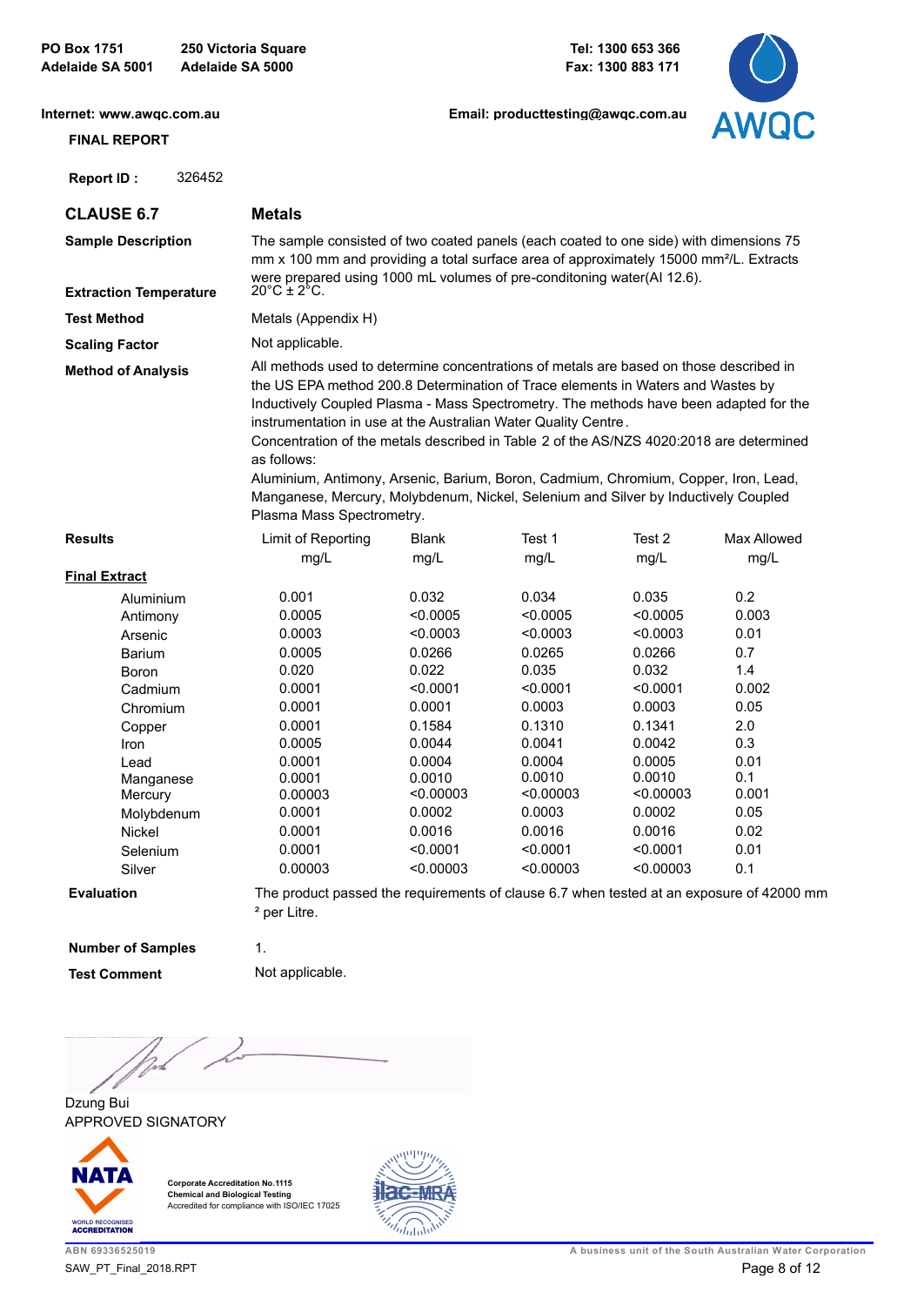PO Box 1751
Adelaide SA 5001

250 Victoria Square
Adelaide SA 5000

Tel: 1300 653 366
Fax: 1300 883 171

Internet: www.awqc.com.au

Email: producttesting@awqc.com.au

**FINAL REPORT**

**Report ID :** 326452

## CLAUSE 6.7 — Metals

**Sample Description**
The sample consisted of two coated panels (each coated to one side) with dimensions 75 mm x 100 mm and providing a total surface area of approximately 15000 mm²/L. Extracts were prepared using 1000 mL volumes of pre-conditoning water(AI 12.6).

**Extraction Temperature**
20°C ± 2°C.

**Test Method**
Metals (Appendix H)

**Scaling Factor**
Not applicable.

**Method of Analysis**
All methods used to determine concentrations of metals are based on those described in the US EPA method 200.8 Determination of Trace elements in Waters and Wastes by Inductively Coupled Plasma - Mass Spectrometry. The methods have been adapted for the instrumentation in use at the Australian Water Quality Centre.
Concentration of the metals described in Table 2 of the AS/NZS 4020:2018 are determined as follows:
Aluminium, Antimony, Arsenic, Barium, Boron, Cadmium, Chromium, Copper, Iron, Lead, Manganese, Mercury, Molybdenum, Nickel, Selenium and Silver by Inductively Coupled Plasma Mass Spectrometry.

**Results**

| Final Extract | Limit of Reporting mg/L | Blank mg/L | Test 1 mg/L | Test 2 mg/L | Max Allowed mg/L |
|---|---|---|---|---|---|
| Aluminium | 0.001 | 0.032 | 0.034 | 0.035 | 0.2 |
| Antimony | 0.0005 | <0.0005 | <0.0005 | <0.0005 | 0.003 |
| Arsenic | 0.0003 | <0.0003 | <0.0003 | <0.0003 | 0.01 |
| Barium | 0.0005 | 0.0266 | 0.0265 | 0.0266 | 0.7 |
| Boron | 0.020 | 0.022 | 0.035 | 0.032 | 1.4 |
| Cadmium | 0.0001 | <0.0001 | <0.0001 | <0.0001 | 0.002 |
| Chromium | 0.0001 | 0.0001 | 0.0003 | 0.0003 | 0.05 |
| Copper | 0.0001 | 0.1584 | 0.1310 | 0.1341 | 2.0 |
| Iron | 0.0005 | 0.0044 | 0.0041 | 0.0042 | 0.3 |
| Lead | 0.0001 | 0.0004 | 0.0004 | 0.0005 | 0.01 |
| Manganese | 0.0001 | 0.0010 | 0.0010 | 0.0010 | 0.1 |
| Mercury | 0.00003 | <0.00003 | <0.00003 | <0.00003 | 0.001 |
| Molybdenum | 0.0001 | 0.0002 | 0.0003 | 0.0002 | 0.05 |
| Nickel | 0.0001 | 0.0016 | 0.0016 | 0.0016 | 0.02 |
| Selenium | 0.0001 | <0.0001 | <0.0001 | <0.0001 | 0.01 |
| Silver | 0.00003 | <0.00003 | <0.00003 | <0.00003 | 0.1 |

**Evaluation**
The product passed the requirements of clause 6.7 when tested at an exposure of 42000 mm² per Litre.

**Number of Samples**
1.

**Test Comment**
Not applicable.

Dzung Bui
APPROVED SIGNATORY

Corporate Accreditation No.1115
Chemical and Biological Testing
Accredited for compliance with ISO/IEC 17025

ABN 69336525019
SAW_PT_Final_2018.RPT

A business unit of the South Australian Water Corporation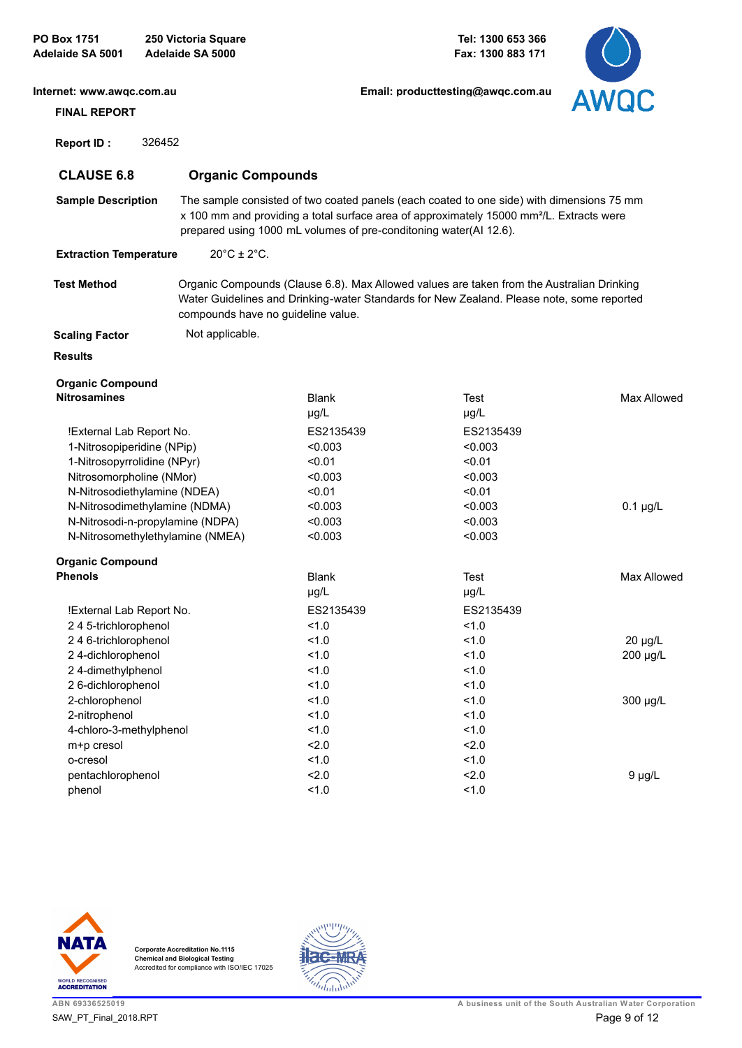PO Box 1751
Adelaide SA 5001

250 Victoria Square
Adelaide SA 5000

Tel: 1300 653 366
Fax: 1300 883 171

Internet: www.awqc.com.au

Email: producttesting@awqc.com.au

**FINAL REPORT**

**Report ID :** 326452

## CLAUSE 6.8 Organic Compounds

**Sample Description** The sample consisted of two coated panels (each coated to one side) with dimensions 75 mm x 100 mm and providing a total surface area of approximately 15000 mm²/L. Extracts were prepared using 1000 mL volumes of pre-conditoning water(AI 12.6).

**Extraction Temperature** 20°C ± 2°C.

**Test Method** Organic Compounds (Clause 6.8). Max Allowed values are taken from the Australian Drinking Water Guidelines and Drinking-water Standards for New Zealand. Please note, some reported compounds have no guideline value.

**Scaling Factor** Not applicable.

**Results**

| Organic Compound Nitrosamines | Blank µg/L | Test µg/L | Max Allowed |
|---|---|---|---|
| !External Lab Report No. | ES2135439 | ES2135439 | |
| 1-Nitrosopiperidine (NPip) | <0.003 | <0.003 | |
| 1-Nitrosopyrrolidine (NPyr) | <0.01 | <0.01 | |
| Nitrosomorpholine (NMor) | <0.003 | <0.003 | |
| N-Nitrosodiethylamine (NDEA) | <0.01 | <0.01 | |
| N-Nitrosodimethylamine (NDMA) | <0.003 | <0.003 | 0.1 µg/L |
| N-Nitrosodi-n-propylamine (NDPA) | <0.003 | <0.003 | |
| N-Nitrosomethylethylamine (NMEA) | <0.003 | <0.003 | |

| Organic Compound Phenols | Blank µg/L | Test µg/L | Max Allowed |
|---|---|---|---|
| !External Lab Report No. | ES2135439 | ES2135439 | |
| 2 4 5-trichlorophenol | <1.0 | <1.0 | |
| 2 4 6-trichlorophenol | <1.0 | <1.0 | 20 µg/L |
| 2 4-dichlorophenol | <1.0 | <1.0 | 200 µg/L |
| 2 4-dimethylphenol | <1.0 | <1.0 | |
| 2 6-dichlorophenol | <1.0 | <1.0 | |
| 2-chlorophenol | <1.0 | <1.0 | 300 µg/L |
| 2-nitrophenol | <1.0 | <1.0 | |
| 4-chloro-3-methylphenol | <1.0 | <1.0 | |
| m+p cresol | <2.0 | <2.0 | |
| o-cresol | <1.0 | <1.0 | |
| pentachlorophenol | <2.0 | <2.0 | 9 µg/L |
| phenol | <1.0 | <1.0 | |

Corporate Accreditation No.1115
Chemical and Biological Testing
Accredited for compliance with ISO/IEC 17025

ABN 69336525019
SAW_PT_Final_2018.RPT

A business unit of the South Australian Water Corporation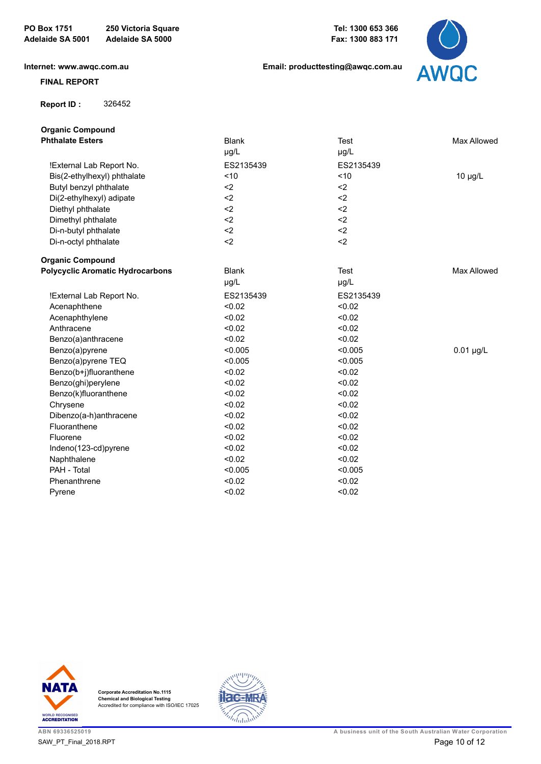PO Box 1751
Adelaide SA 5001

250 Victoria Square
Adelaide SA 5000

Tel: 1300 653 366
Fax: 1300 883 171

Internet: www.awqc.com.au

Email: producttesting@awqc.com.au

**FINAL REPORT**

**Report ID :** 326452

| **Organic Compound** **Phthalate Esters** | Blank µg/L | Test µg/L | Max Allowed |
|---|---|---|---|
| !External Lab Report No. | ES2135439 | ES2135439 | |
| Bis(2-ethylhexyl) phthalate | <10 | <10 | 10 µg/L |
| Butyl benzyl phthalate | <2 | <2 | |
| Di(2-ethylhexyl) adipate | <2 | <2 | |
| Diethyl phthalate | <2 | <2 | |
| Dimethyl phthalate | <2 | <2 | |
| Di-n-butyl phthalate | <2 | <2 | |
| Di-n-octyl phthalate | <2 | <2 | |

| **Organic Compound** **Polycyclic Aromatic Hydrocarbons** | Blank µg/L | Test µg/L | Max Allowed |
|---|---|---|---|
| !External Lab Report No. | ES2135439 | ES2135439 | |
| Acenaphthene | <0.02 | <0.02 | |
| Acenaphthylene | <0.02 | <0.02 | |
| Anthracene | <0.02 | <0.02 | |
| Benzo(a)anthracene | <0.02 | <0.02 | |
| Benzo(a)pyrene | <0.005 | <0.005 | 0.01 µg/L |
| Benzo(a)pyrene TEQ | <0.005 | <0.005 | |
| Benzo(b+j)fluoranthene | <0.02 | <0.02 | |
| Benzo(ghi)perylene | <0.02 | <0.02 | |
| Benzo(k)fluoranthene | <0.02 | <0.02 | |
| Chrysene | <0.02 | <0.02 | |
| Dibenzo(a-h)anthracene | <0.02 | <0.02 | |
| Fluoranthene | <0.02 | <0.02 | |
| Fluorene | <0.02 | <0.02 | |
| Indeno(123-cd)pyrene | <0.02 | <0.02 | |
| Naphthalene | <0.02 | <0.02 | |
| PAH - Total | <0.005 | <0.005 | |
| Phenanthrene | <0.02 | <0.02 | |
| Pyrene | <0.02 | <0.02 | |

Corporate Accreditation No.1115
Chemical and Biological Testing
Accredited for compliance with ISO/IEC 17025

ABN 69336525019

SAW_PT_Final_2018.RPT

A business unit of the South Australian Water Corporation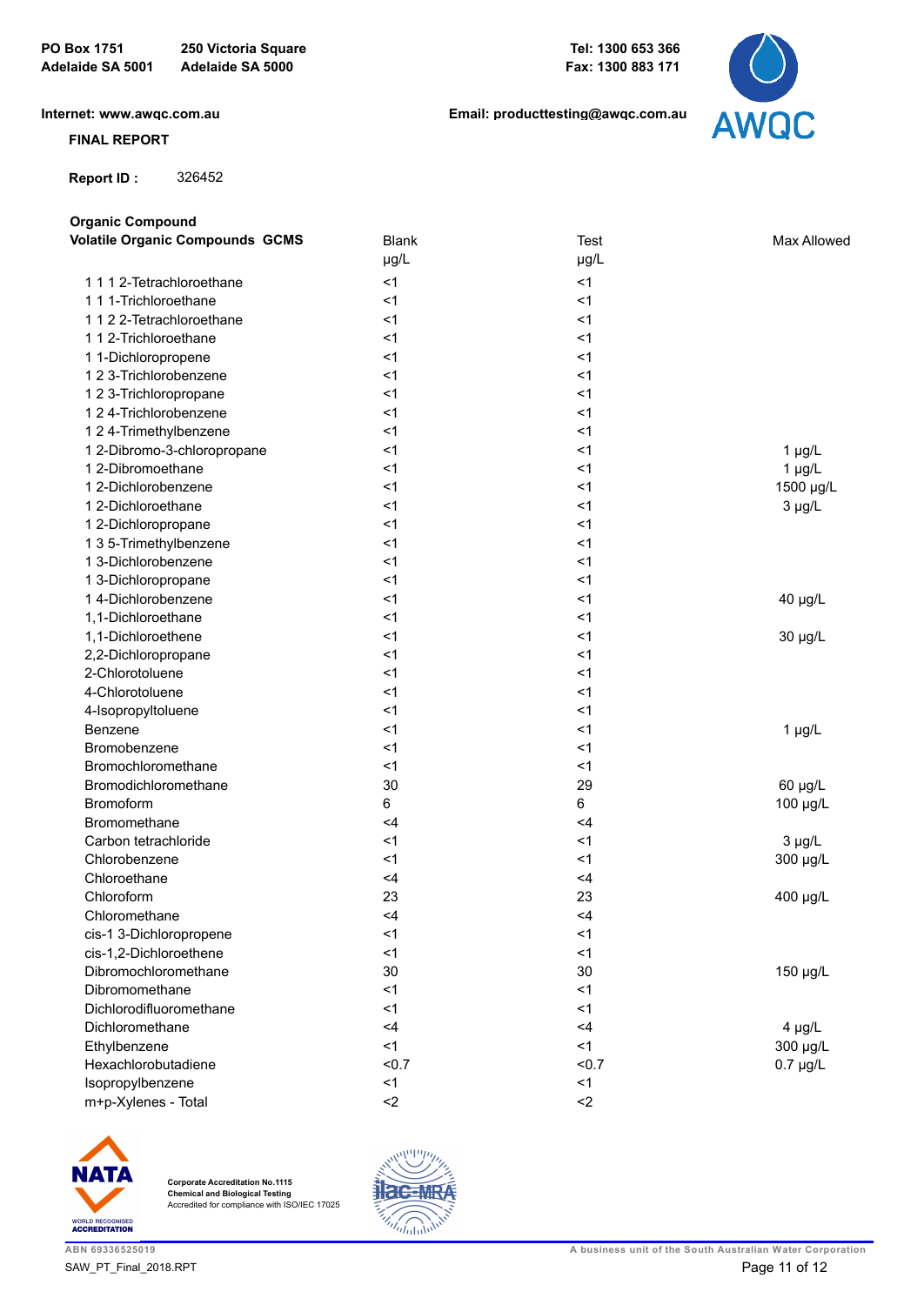PO Box 1751
Adelaide SA 5001

250 Victoria Square
Adelaide SA 5000

Tel: 1300 653 366
Fax: 1300 883 171

Internet: www.awqc.com.au

Email: producttesting@awqc.com.au

**FINAL REPORT**

**Report ID :** 326452

**Organic Compound**

| **Volatile Organic Compounds GCMS** | Blank µg/L | Test µg/L | Max Allowed |
|---|---|---|---|
| 1 1 1 2-Tetrachloroethane | <1 | <1 | |
| 1 1 1-Trichloroethane | <1 | <1 | |
| 1 1 2 2-Tetrachloroethane | <1 | <1 | |
| 1 1 2-Trichloroethane | <1 | <1 | |
| 1 1-Dichloropropene | <1 | <1 | |
| 1 2 3-Trichlorobenzene | <1 | <1 | |
| 1 2 3-Trichloropropane | <1 | <1 | |
| 1 2 4-Trichlorobenzene | <1 | <1 | |
| 1 2 4-Trimethylbenzene | <1 | <1 | |
| 1 2-Dibromo-3-chloropropane | <1 | <1 | 1 µg/L |
| 1 2-Dibromoethane | <1 | <1 | 1 µg/L |
| 1 2-Dichlorobenzene | <1 | <1 | 1500 µg/L |
| 1 2-Dichloroethane | <1 | <1 | 3 µg/L |
| 1 2-Dichloropropane | <1 | <1 | |
| 1 3 5-Trimethylbenzene | <1 | <1 | |
| 1 3-Dichlorobenzene | <1 | <1 | |
| 1 3-Dichloropropane | <1 | <1 | |
| 1 4-Dichlorobenzene | <1 | <1 | 40 µg/L |
| 1,1-Dichloroethane | <1 | <1 | |
| 1,1-Dichloroethene | <1 | <1 | 30 µg/L |
| 2,2-Dichloropropane | <1 | <1 | |
| 2-Chlorotoluene | <1 | <1 | |
| 4-Chlorotoluene | <1 | <1 | |
| 4-Isopropyltoluene | <1 | <1 | |
| Benzene | <1 | <1 | 1 µg/L |
| Bromobenzene | <1 | <1 | |
| Bromochloromethane | <1 | <1 | |
| Bromodichloromethane | 30 | 29 | 60 µg/L |
| Bromoform | 6 | 6 | 100 µg/L |
| Bromomethane | <4 | <4 | |
| Carbon tetrachloride | <1 | <1 | 3 µg/L |
| Chlorobenzene | <1 | <1 | 300 µg/L |
| Chloroethane | <4 | <4 | |
| Chloroform | 23 | 23 | 400 µg/L |
| Chloromethane | <4 | <4 | |
| cis-1 3-Dichloropropene | <1 | <1 | |
| cis-1,2-Dichloroethene | <1 | <1 | |
| Dibromochloromethane | 30 | 30 | 150 µg/L |
| Dibromomethane | <1 | <1 | |
| Dichlorodifluoromethane | <1 | <1 | |
| Dichloromethane | <4 | <4 | 4 µg/L |
| Ethylbenzene | <1 | <1 | 300 µg/L |
| Hexachlorobutadiene | <0.7 | <0.7 | 0.7 µg/L |
| Isopropylbenzene | <1 | <1 | |
| m+p-Xylenes - Total | <2 | <2 | |

Corporate Accreditation No.1115
Chemical and Biological Testing
Accredited for compliance with ISO/IEC 17025

ABN 69336525019

A business unit of the South Australian Water Corporation

SAW_PT_Final_2018.RPT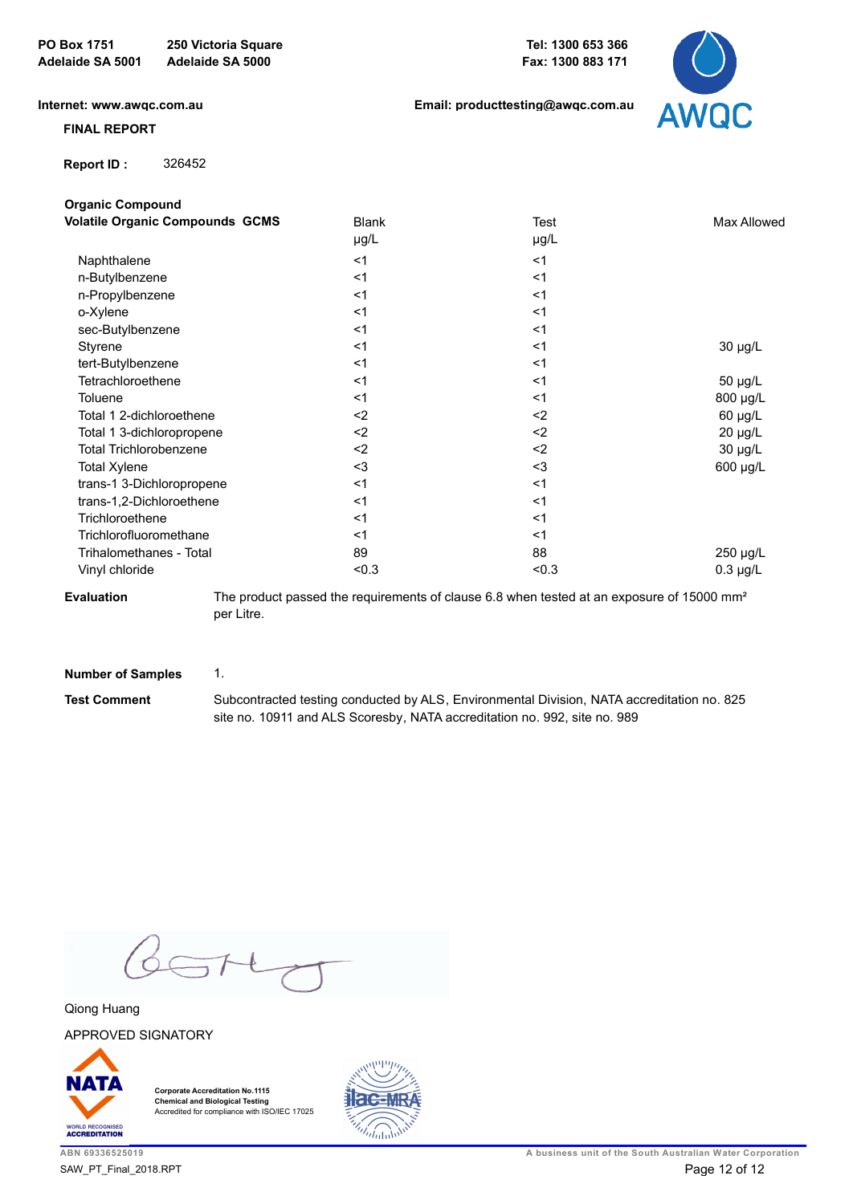PO Box 1751
Adelaide SA 5001

250 Victoria Square
Adelaide SA 5000

Tel: 1300 653 366
Fax: 1300 883 171

Internet: www.awqc.com.au

Email: producttesting@awqc.com.au

**FINAL REPORT**

**Report ID :** 326452

| **Organic Compound** | | | |
|---|---|---|---|
| **Volatile Organic Compounds GCMS** | Blank µg/L | Test µg/L | Max Allowed |
| Naphthalene | <1 | <1 | |
| n-Butylbenzene | <1 | <1 | |
| n-Propylbenzene | <1 | <1 | |
| o-Xylene | <1 | <1 | |
| sec-Butylbenzene | <1 | <1 | |
| Styrene | <1 | <1 | 30 µg/L |
| tert-Butylbenzene | <1 | <1 | |
| Tetrachloroethene | <1 | <1 | 50 µg/L |
| Toluene | <1 | <1 | 800 µg/L |
| Total 1 2-dichloroethene | <2 | <2 | 60 µg/L |
| Total 1 3-dichloropropene | <2 | <2 | 20 µg/L |
| Total Trichlorobenzene | <2 | <2 | 30 µg/L |
| Total Xylene | <3 | <3 | 600 µg/L |
| trans-1 3-Dichloropropene | <1 | <1 | |
| trans-1,2-Dichloroethene | <1 | <1 | |
| Trichloroethene | <1 | <1 | |
| Trichlorofluoromethane | <1 | <1 | |
| Trihalomethanes - Total | 89 | 88 | 250 µg/L |
| Vinyl chloride | <0.3 | <0.3 | 0.3 µg/L |

**Evaluation** The product passed the requirements of clause 6.8 when tested at an exposure of 15000 mm² per Litre.

**Number of Samples** 1.

**Test Comment** Subcontracted testing conducted by ALS, Environmental Division, NATA accreditation no. 825 site no. 10911 and ALS Scoresby, NATA accreditation no. 992, site no. 989

Qiong Huang

APPROVED SIGNATORY

NATA WORLD RECOGNISED ACCREDITATION

Corporate Accreditation No.1115
Chemical and Biological Testing
Accredited for compliance with ISO/IEC 17025

ABN 69336525019

A business unit of the South Australian Water Corporation

SAW_PT_Final_2018.RPT